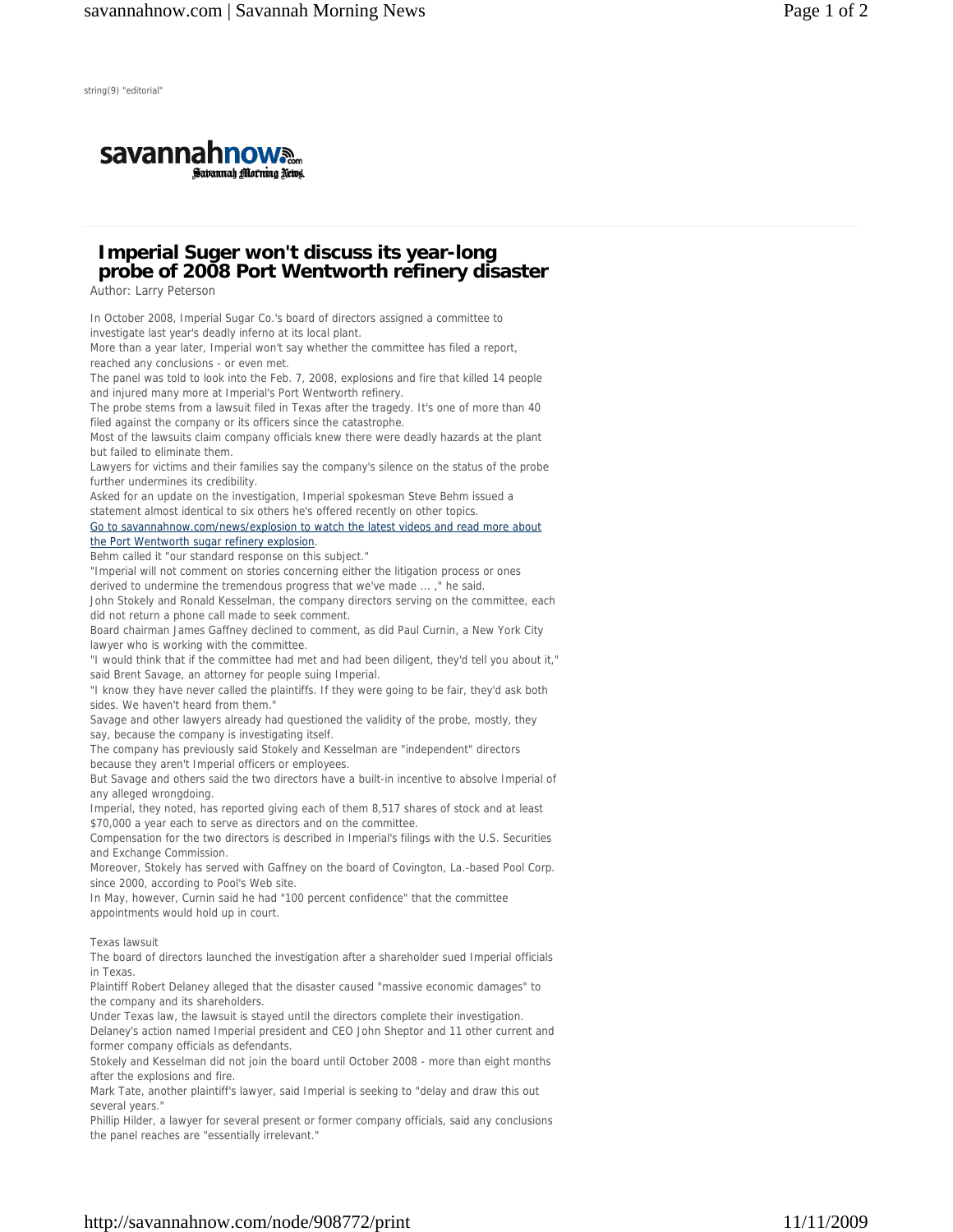string(9) "editorial"

# Imperial Suger won't discuss its year-long probe of 2008 Port Wentworth refinery disaster

Author: Larry Peterson

In October 2008, Imperial Sugar Co.'s board of directors assigned a committee to investigate last year's deadly inferno at its local plant.

More than a year later, Imperial won't say whether the committee has filed a report, reached any conclusions - or even met.

The panel was told to look into the Feb. 7, 2008, explosions and fire that killed 14 people and injured many more at Imperial's Port Wentworth refinery.

The probe stems from a lawsuit filed in Texas after the tragedy. It's one of more than 40 filed against the company or its officers since the catastrophe.

Most of the lawsuits claim company officials knew there were deadly hazards at the plant but failed to eliminate them.

Lawyers for victims and their families say the company's silence on the status of the probe further undermines its credibility.

Asked for an update on the investigation, Imperial spokesman Steve Behm issued a statement almost identical to six others he's offered recently on other topics.

Go to savannahnow.com/news/explosion to watch the latest videos and read more about the Port Wentworth sugar refinery explosion.

Behm called it "our standard response on this subject."

"Imperial will not comment on stories concerning either the litigation process or ones derived to undermine the tremendous progress that we've made ... ," he said.

John Stokely and Ronald Kesselman, the company directors serving on the committee, each did not return a phone call made to seek comment.

Board chairman James Gaffney declined to comment, as did Paul Curnin, a New York City lawyer who is working with the committee.

"I would think that if the committee had met and had been diligent, they'd tell you about it," said Brent Savage, an attorney for people suing Imperial.

"I know they have never called the plaintiffs. If they were going to be fair, they'd ask both sides. We haven't heard from them."

Savage and other lawyers already had questioned the validity of the probe, mostly, they say, because the company is investigating itself.

The company has previously said Stokely and Kesselman are "independent" directors because they aren't Imperial officers or employees.

But Savage and others said the two directors have a built-in incentive to absolve Imperial of any alleged wrongdoing.

Imperial, they noted, has reported giving each of them 8,517 shares of stock and at least $70,000 a year each to serve as directors and on the committee.

Compensation for the two directors is described in Imperial's filings with the U.S. Securities and Exchange Commission.

Moreover, Stokely has served with Gaffney on the board of Covington, La.-based Pool Corp. since 2000, according to Pool's Web site.

In May, however, Curnin said he had "100 percent confidence" that the committee appointments would hold up in court.

## Texas lawsuit

The board of directors launched the investigation after a shareholder sued Imperial officials in Texas.

Plaintiff Robert Delaney alleged that the disaster caused "massive economic damages" to the company and its shareholders.

Under Texas law, the lawsuit is stayed until the directors complete their investigation.

Delaney's action named Imperial president and CEO John Sheptor and 11 other current and former company officials as defendants.

Stokely and Kesselman did not join the board until October 2008 - more than eight months after the explosions and fire.

Mark Tate, another plaintiff's lawyer, said Imperial is seeking to "delay and draw this out several years."

Phillip Hilder, a lawyer for several present or former company officials, said any conclusions the panel reaches are "essentially irrelevant."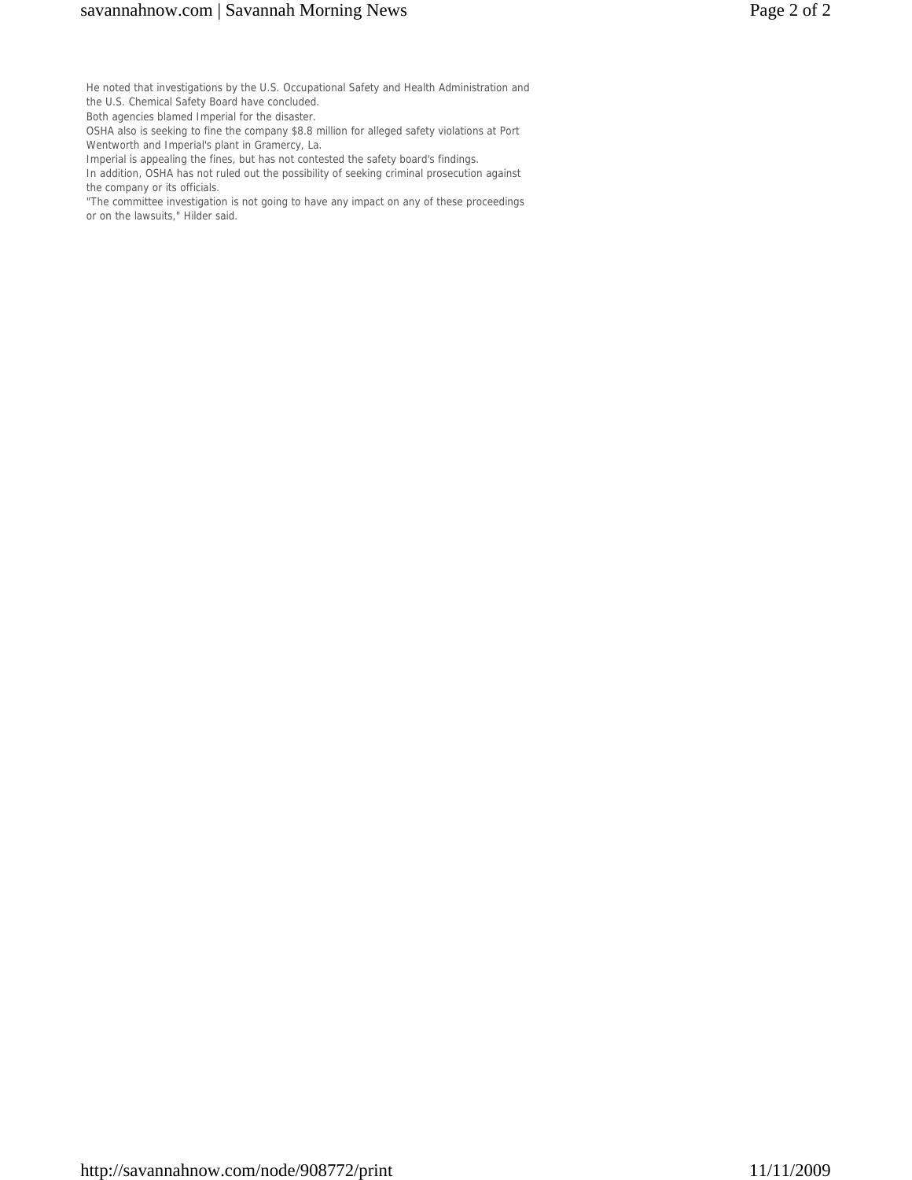He noted that investigations by the U.S. Occupational Safety and Health Administration and the U.S. Chemical Safety Board have concluded.

Both agencies blamed Imperial for the disaster.

OSHA also is seeking to fine the company $8.8 million for alleged safety violations at Port Wentworth and Imperial's plant in Gramercy, La.

Imperial is appealing the fines, but has not contested the safety board's findings.

In addition, OSHA has not ruled out the possibility of seeking criminal prosecution against the company or its officials.

"The committee investigation is not going to have any impact on any of these proceedings or on the lawsuits," Hilder said.